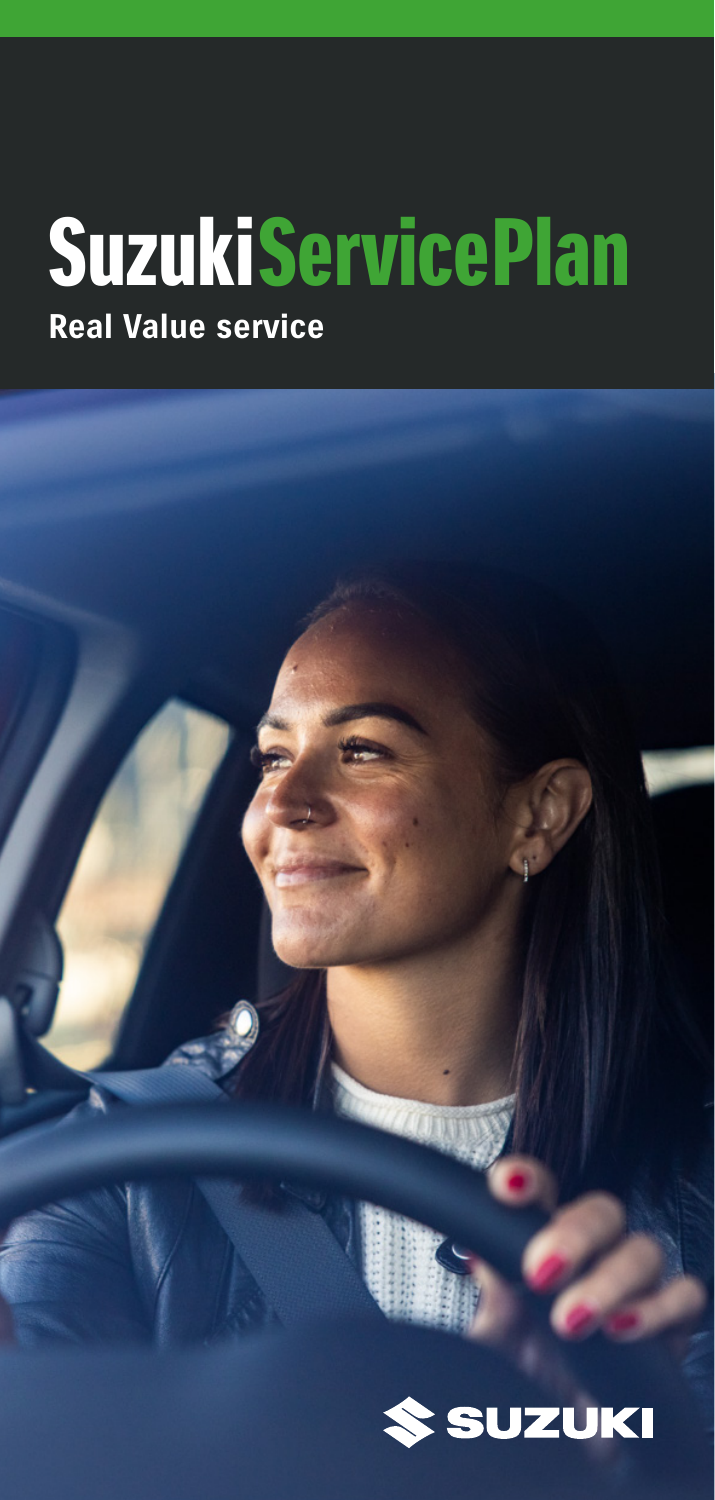# SuzukiServicePlan

**Real Value service**

SUZUKI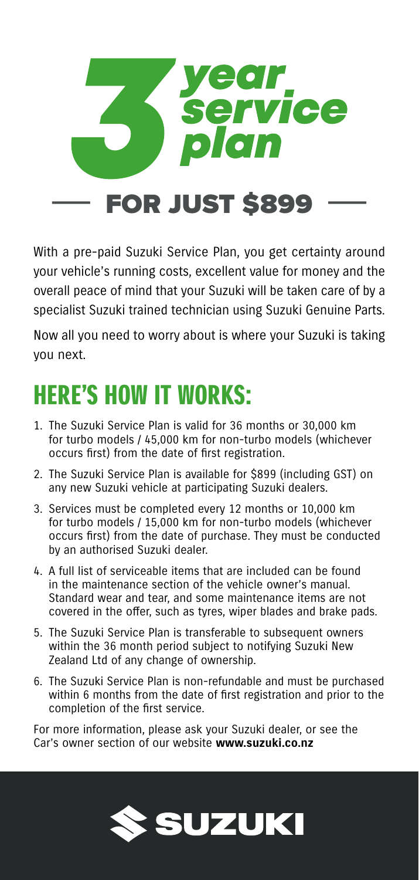# 3 year service plan

## — FOR JUST $899 —

With a pre-paid Suzuki Service Plan, you get certainty around your vehicle's running costs, excellent value for money and the overall peace of mind that your Suzuki will be taken care of by a specialist Suzuki trained technician using Suzuki Genuine Parts.

Now all you need to worry about is where your Suzuki is taking you next.

## HERE'S HOW IT WORKS:

1. The Suzuki Service Plan is valid for 36 months or 30,000 km for turbo models / 45,000 km for non-turbo models (whichever occurs first) from the date of first registration.
2. The Suzuki Service Plan is available for $899 (including GST) on any new Suzuki vehicle at participating Suzuki dealers.
3. Services must be completed every 12 months or 10,000 km for turbo models / 15,000 km for non-turbo models (whichever occurs first) from the date of purchase. They must be conducted by an authorised Suzuki dealer.
4. A full list of serviceable items that are included can be found in the maintenance section of the vehicle owner's manual. Standard wear and tear, and some maintenance items are not covered in the offer, such as tyres, wiper blades and brake pads.
5. The Suzuki Service Plan is transferable to subsequent owners within the 36 month period subject to notifying Suzuki New Zealand Ltd of any change of ownership.
6. The Suzuki Service Plan is non-refundable and must be purchased within 6 months from the date of first registration and prior to the completion of the first service.

For more information, please ask your Suzuki dealer, or see the Car's owner section of our website **www.suzuki.co.nz**

SUZUKI